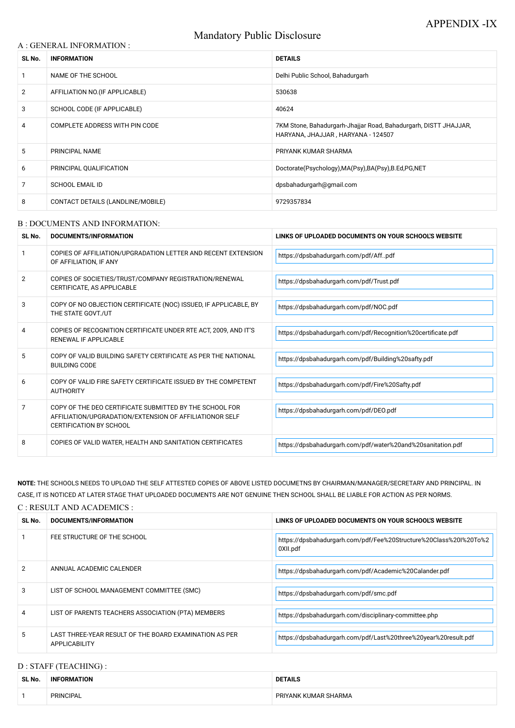APPENDIX -IX

# Mandatory Public Disclosure

## A : GENERAL INFORMATION :

| SL No. | INFORMATION | DETAILS |
|---|---|---|
| 1 | NAME OF THE SCHOOL | Delhi Public School, Bahadurgarh |
| 2 | AFFILIATION NO.(IF APPLICABLE) | 530638 |
| 3 | SCHOOL CODE (IF APPLICABLE) | 40624 |
| 4 | COMPLETE ADDRESS WITH PIN CODE | 7KM Stone, Bahadurgarh-Jhajjar Road, Bahadurgarh, DISTT JHAJJAR, HARYANA, JHAJJAR , HARYANA - 124507 |
| 5 | PRINCIPAL NAME | PRIYANK KUMAR SHARMA |
| 6 | PRINCIPAL QUALIFICATION | Doctorate(Psychology),MA(Psy),BA(Psy),B.Ed,PG,NET |
| 7 | SCHOOL EMAIL ID | dpsbahadurgarh@gmail.com |
| 8 | CONTACT DETAILS (LANDLINE/MOBILE) | 9729357834 |

## B : DOCUMENTS AND INFORMATION:

| SL No. | DOCUMENTS/INFORMATION | LINKS OF UPLOADED DOCUMENTS ON YOUR SCHOOL'S WEBSITE |
|---|---|---|
| 1 | COPIES OF AFFILIATION/UPGRADATION LETTER AND RECENT EXTENSION OF AFFILIATION, IF ANY | https://dpsbahadurgarh.com/pdf/Aff..pdf |
| 2 | COPIES OF SOCIETIES/TRUST/COMPANY REGISTRATION/RENEWAL CERTIFICATE, AS APPLICABLE | https://dpsbahadurgarh.com/pdf/Trust.pdf |
| 3 | COPY OF NO OBJECTION CERTIFICATE (NOC) ISSUED, IF APPLICABLE, BY THE STATE GOVT./UT | https://dpsbahadurgarh.com/pdf/NOC.pdf |
| 4 | COPIES OF RECOGNITION CERTIFICATE UNDER RTE ACT, 2009, AND IT'S RENEWAL IF APPLICABLE | https://dpsbahadurgarh.com/pdf/Recognition%20certificate.pdf |
| 5 | COPY OF VALID BUILDING SAFETY CERTIFICATE AS PER THE NATIONAL BUILDING CODE | https://dpsbahadurgarh.com/pdf/Building%20safty.pdf |
| 6 | COPY OF VALID FIRE SAFETY CERTIFICATE ISSUED BY THE COMPETENT AUTHORITY | https://dpsbahadurgarh.com/pdf/Fire%20Safty.pdf |
| 7 | COPY OF THE DEO CERTIFICATE SUBMITTED BY THE SCHOOL FOR AFFILIATION/UPGRADATION/EXTENSION OF AFFILIATIONOR SELF CERTIFICATION BY SCHOOL | https://dpsbahadurgarh.com/pdf/DEO.pdf |
| 8 | COPIES OF VALID WATER, HEALTH AND SANITATION CERTIFICATES | https://dpsbahadurgarh.com/pdf/water%20and%20sanitation.pdf |

**NOTE:** THE SCHOOLS NEEDS TO UPLOAD THE SELF ATTESTED COPIES OF ABOVE LISTED DOCUMETNS BY CHAIRMAN/MANAGER/SECRETARY AND PRINCIPAL. IN CASE, IT IS NOTICED AT LATER STAGE THAT UPLOADED DOCUMENTS ARE NOT GENUINE THEN SCHOOL SHALL BE LIABLE FOR ACTION AS PER NORMS.

## C : RESULT AND ACADEMICS :

| SL No. | DOCUMENTS/INFORMATION | LINKS OF UPLOADED DOCUMENTS ON YOUR SCHOOL'S WEBSITE |
|---|---|---|
| 1 | FEE STRUCTURE OF THE SCHOOL | https://dpsbahadurgarh.com/pdf/Fee%20Structure%20Class%20I%20To%20XII.pdf |
| 2 | ANNUAL ACADEMIC CALENDER | https://dpsbahadurgarh.com/pdf/Academic%20Calander.pdf |
| 3 | LIST OF SCHOOL MANAGEMENT COMMITTEE (SMC) | https://dpsbahadurgarh.com/pdf/smc.pdf |
| 4 | LIST OF PARENTS TEACHERS ASSOCIATION (PTA) MEMBERS | https://dpsbahadurgarh.com/disciplinary-committee.php |
| 5 | LAST THREE-YEAR RESULT OF THE BOARD EXAMINATION AS PER APPLICABILITY | https://dpsbahadurgarh.com/pdf/Last%20three%20year%20result.pdf |

## D : STAFF (TEACHING) :

| SL No. | INFORMATION | DETAILS |
|---|---|---|
| 1 | PRINCIPAL | PRIYANK KUMAR SHARMA |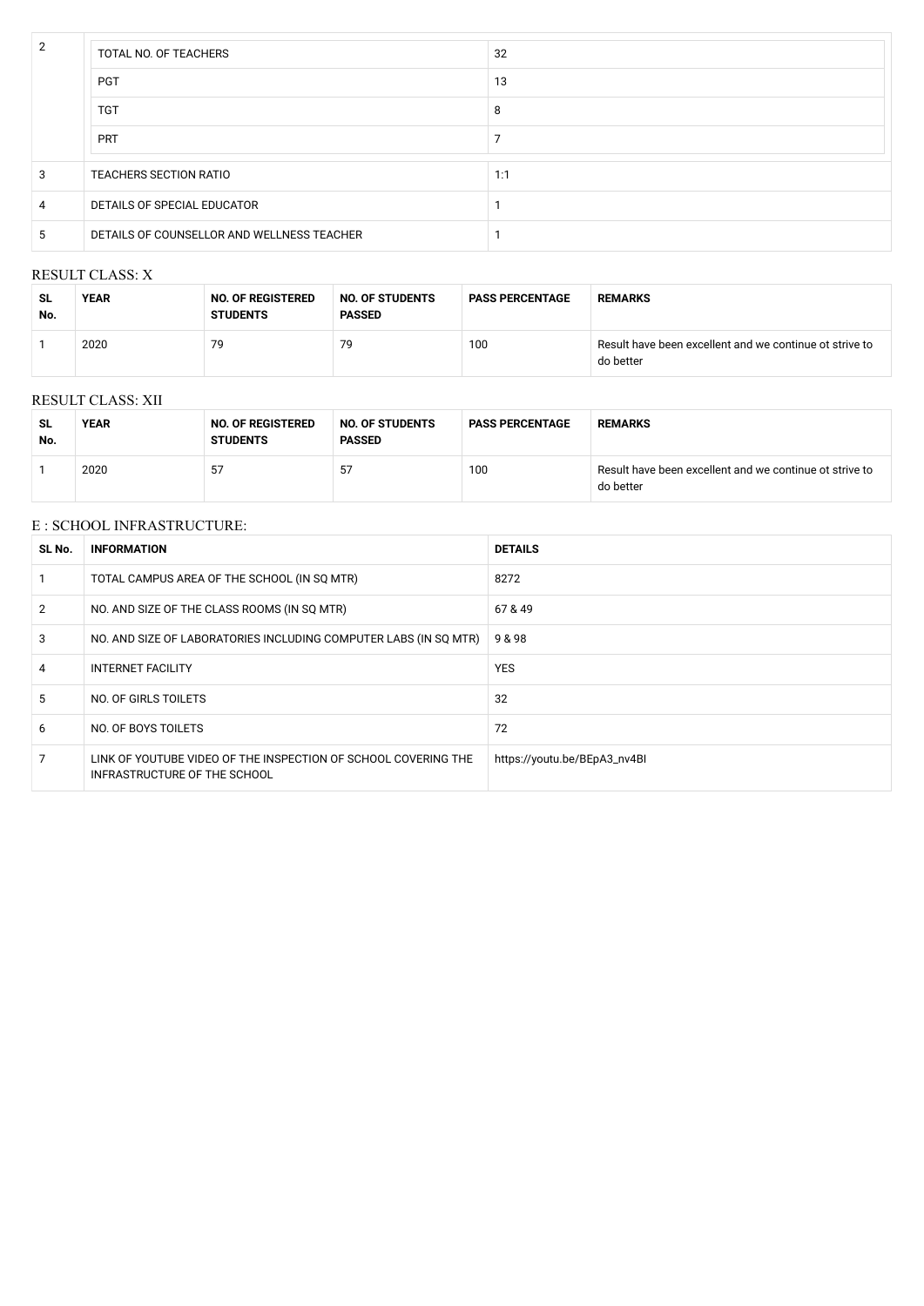| | | |
|---|---|---|
| 2 | TOTAL NO. OF TEACHERS | 32 |
| | PGT | 13 |
| | TGT | 8 |
| | PRT | 7 |
| 3 | TEACHERS SECTION RATIO | 1:1 |
| 4 | DETAILS OF SPECIAL EDUCATOR | 1 |
| 5 | DETAILS OF COUNSELLOR AND WELLNESS TEACHER | 1 |

RESULT CLASS: X

| SL No. | YEAR | NO. OF REGISTERED STUDENTS | NO. OF STUDENTS PASSED | PASS PERCENTAGE | REMARKS |
|---|---|---|---|---|---|
| 1 | 2020 | 79 | 79 | 100 | Result have been excellent and we continue ot strive to do better |

RESULT CLASS: XII

| SL No. | YEAR | NO. OF REGISTERED STUDENTS | NO. OF STUDENTS PASSED | PASS PERCENTAGE | REMARKS |
|---|---|---|---|---|---|
| 1 | 2020 | 57 | 57 | 100 | Result have been excellent and we continue ot strive to do better |

E : SCHOOL INFRASTRUCTURE:

| SL No. | INFORMATION | DETAILS |
|---|---|---|
| 1 | TOTAL CAMPUS AREA OF THE SCHOOL (IN SQ MTR) | 8272 |
| 2 | NO. AND SIZE OF THE CLASS ROOMS (IN SQ MTR) | 67 & 49 |
| 3 | NO. AND SIZE OF LABORATORIES INCLUDING COMPUTER LABS (IN SQ MTR) | 9 & 98 |
| 4 | INTERNET FACILITY | YES |
| 5 | NO. OF GIRLS TOILETS | 32 |
| 6 | NO. OF BOYS TOILETS | 72 |
| 7 | LINK OF YOUTUBE VIDEO OF THE INSPECTION OF SCHOOL COVERING THE INFRASTRUCTURE OF THE SCHOOL | https://youtu.be/BEpA3_nv4BI |